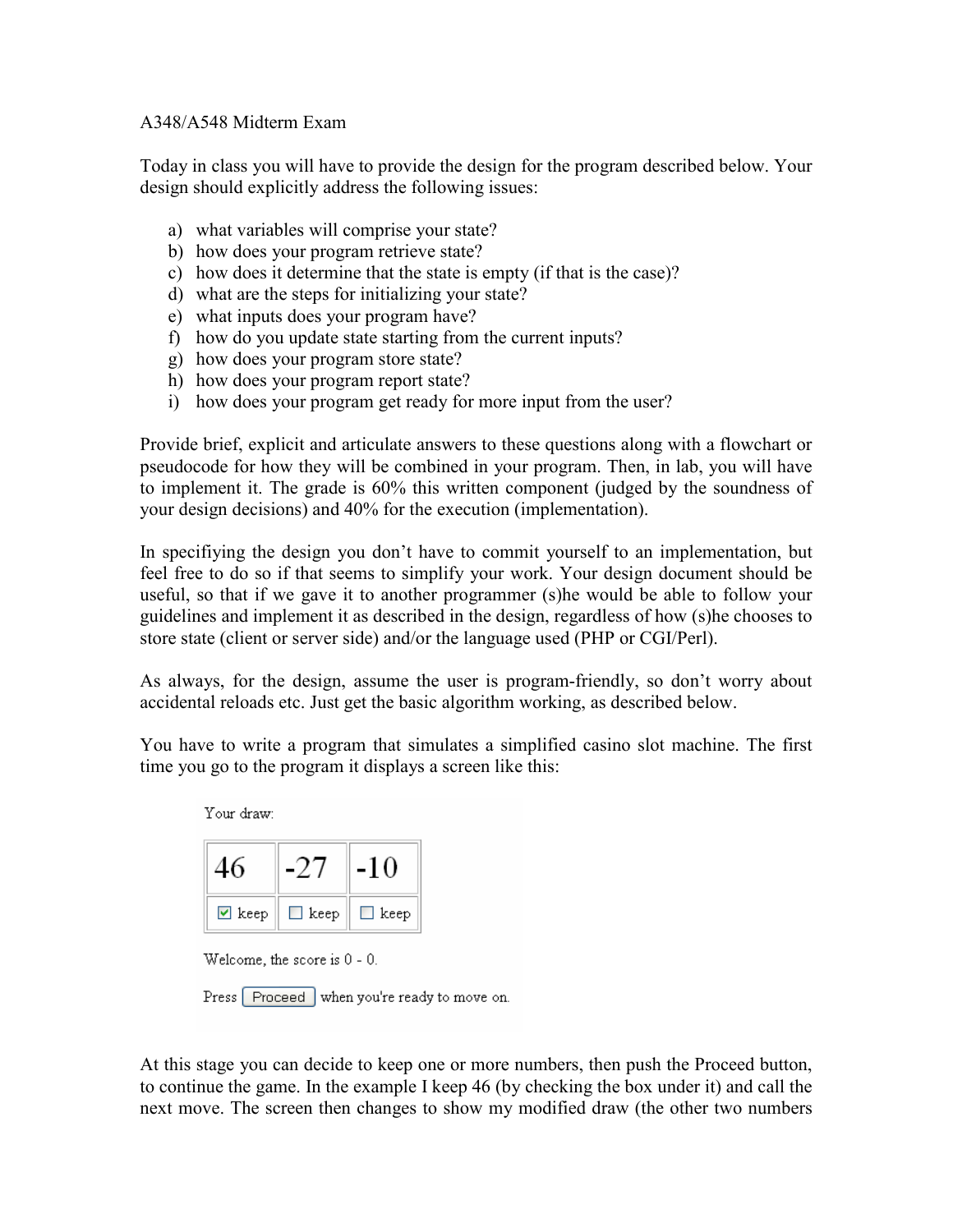A348/A548 Midterm Exam

Today in class you will have to provide the design for the program described below. Your design should explicitly address the following issues:

a) what variables will comprise your state?
b) how does your program retrieve state?
c) how does it determine that the state is empty (if that is the case)?
d) what are the steps for initializing your state?
e) what inputs does your program have?
f) how do you update state starting from the current inputs?
g) how does your program store state?
h) how does your program report state?
i) how does your program get ready for more input from the user?

Provide brief, explicit and articulate answers to these questions along with a flowchart or pseudocode for how they will be combined in your program. Then, in lab, you will have to implement it. The grade is 60% this written component (judged by the soundness of your design decisions) and 40% for the execution (implementation).

In specifiying the design you don't have to commit yourself to an implementation, but feel free to do so if that seems to simplify your work. Your design document should be useful, so that if we gave it to another programmer (s)he would be able to follow your guidelines and implement it as described in the design, regardless of how (s)he chooses to store state (client or server side) and/or the language used (PHP or CGI/Perl).

As always, for the design, assume the user is program-friendly, so don't worry about accidental reloads etc. Just get the basic algorithm working, as described below.

You have to write a program that simulates a simplified casino slot machine. The first time you go to the program it displays a screen like this:

Your draw:

| 46 | -27 | -10 |
| --- | --- | --- |
| ☑ keep | ☐ keep | ☐ keep |

Welcome, the score is 0 - 0.

Press [Proceed] when you're ready to move on.

At this stage you can decide to keep one or more numbers, then push the Proceed button, to continue the game. In the example I keep 46 (by checking the box under it) and call the next move. The screen then changes to show my modified draw (the other two numbers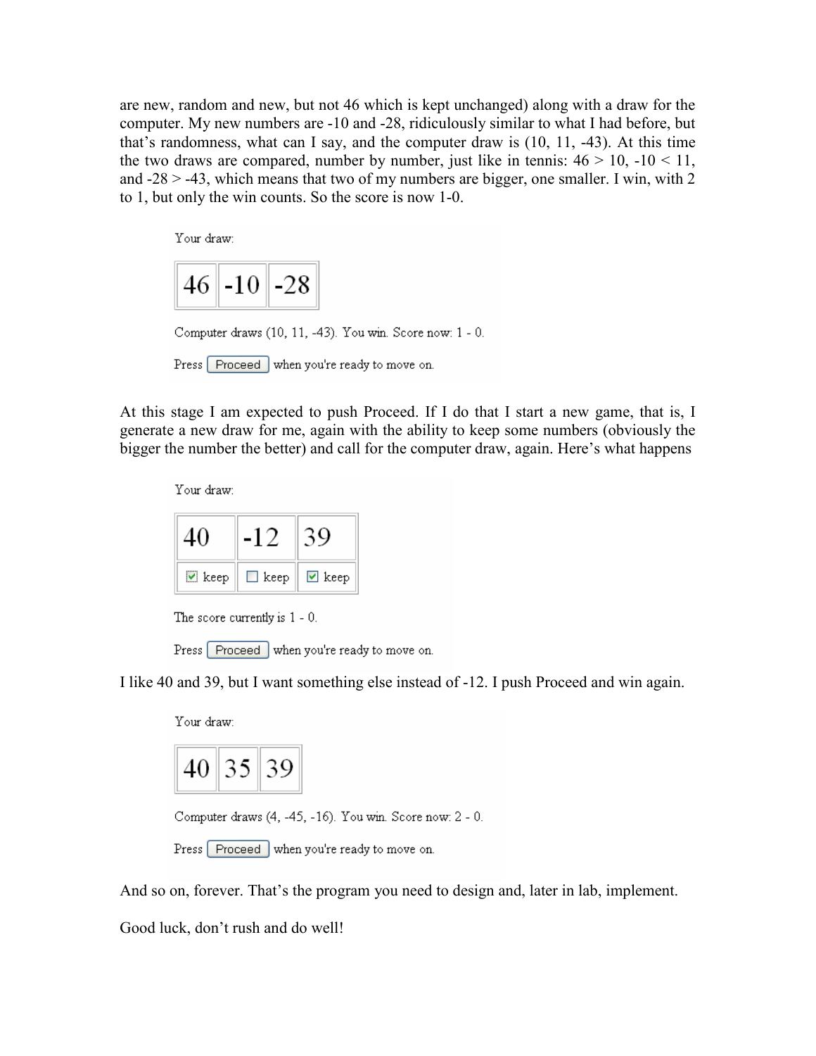are new, random and new, but not 46 which is kept unchanged) along with a draw for the computer. My new numbers are -10 and -28, ridiculously similar to what I had before, but that's randomness, what can I say, and the computer draw is (10, 11, -43). At this time the two draws are compared, number by number, just like in tennis: 46 > 10, -10 < 11, and -28 > -43, which means that two of my numbers are bigger, one smaller. I win, with 2 to 1, but only the win counts. So the score is now 1-0.

Your draw:

| | | |
|---|---|---|
| 46 | -10 | -28 |

Computer draws (10, 11, -43). You win. Score now: 1 - 0.

Press [Proceed] when you're ready to move on.

At this stage I am expected to push Proceed. If I do that I start a new game, that is, I generate a new draw for me, again with the ability to keep some numbers (obviously the bigger the number the better) and call for the computer draw, again. Here's what happens

Your draw:

| | | |
|---|---|---|
| 40 | -12 | 39 |
| ☑ keep | ☐ keep | ☑ keep |

The score currently is 1 - 0.

Press [Proceed] when you're ready to move on.

I like 40 and 39, but I want something else instead of -12. I push Proceed and win again.

Your draw:

| | | |
|---|---|---|
| 40 | 35 | 39 |

Computer draws (4, -45, -16). You win. Score now: 2 - 0.

Press [Proceed] when you're ready to move on.

And so on, forever. That's the program you need to design and, later in lab, implement.

Good luck, don't rush and do well!